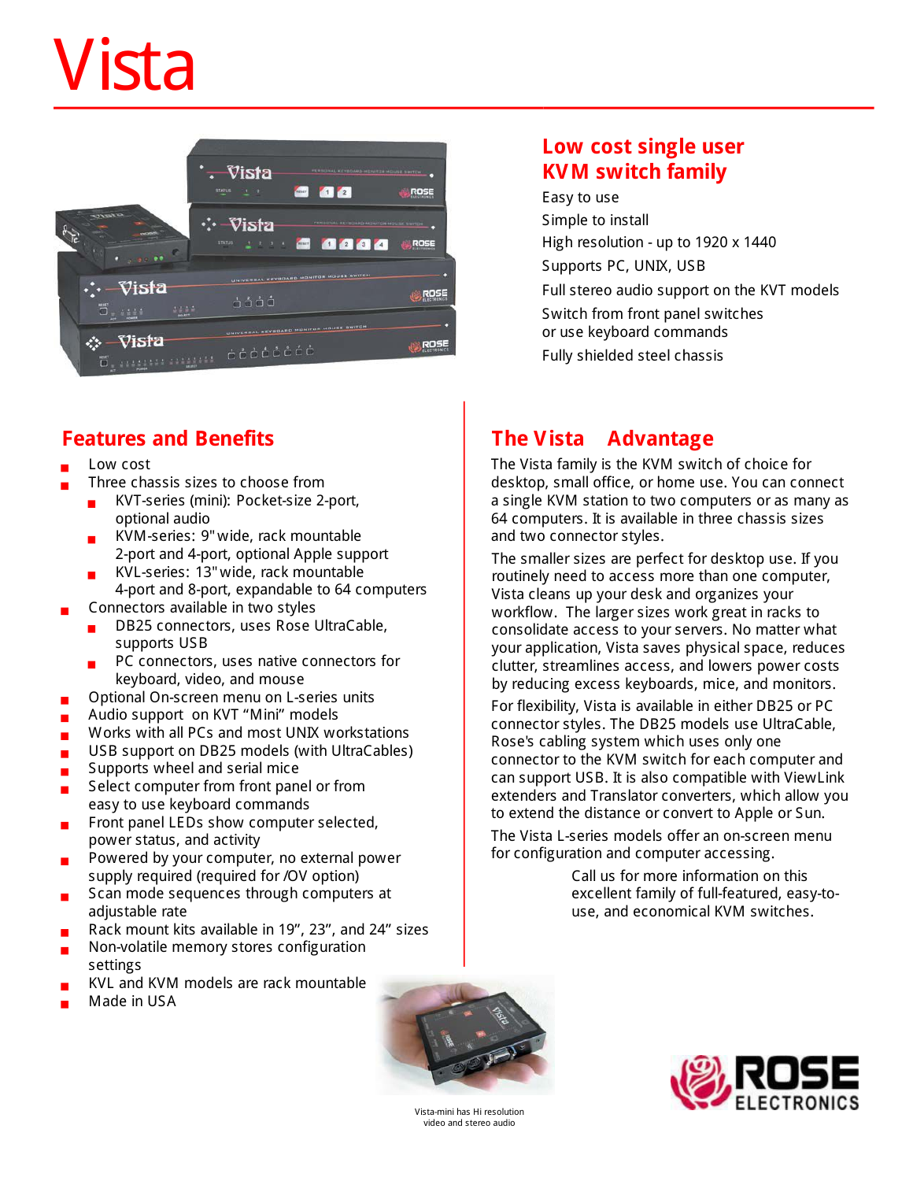# Vista

## Low cost single user KVM switch family

Easy to use
Simple to install
High resolution - up to 1920 x 1440
Supports PC, UNIX, USB
Full stereo audio support on the KVT models
Switch from front panel switches or use keyboard commands
Fully shielded steel chassis

## Features and Benefits

- Low cost
- Three chassis sizes to choose from
  - KVT-series (mini): Pocket-size 2-port, optional audio
  - KVM-series: 9" wide, rack mountable 2-port and 4-port, optional Apple support
  - KVL-series: 13" wide, rack mountable 4-port and 8-port, expandable to 64 computers
- Connectors available in two styles
  - DB25 connectors, uses Rose UltraCable, supports USB
  - PC connectors, uses native connectors for keyboard, video, and mouse
- Optional On-screen menu on L-series units
- Audio support on KVT "Mini" models
- Works with all PCs and most UNIX workstations
- USB support on DB25 models (with UltraCables)
- Supports wheel and serial mice
- Select computer from front panel or from easy to use keyboard commands
- Front panel LEDs show computer selected, power status, and activity
- Powered by your computer, no external power supply required (required for /OV option)
- Scan mode sequences through computers at adjustable rate
- Rack mount kits available in 19", 23", and 24" sizes
- Non-volatile memory stores configuration settings
- KVL and KVM models are rack mountable
- Made in USA

## The Vista Advantage

The Vista family is the KVM switch of choice for desktop, small office, or home use. You can connect a single KVM station to two computers or as many as 64 computers. It is available in three chassis sizes and two connector styles.

The smaller sizes are perfect for desktop use. If you routinely need to access more than one computer, Vista cleans up your desk and organizes your workflow. The larger sizes work great in racks to consolidate access to your servers. No matter what your application, Vista saves physical space, reduces clutter, streamlines access, and lowers power costs by reducing excess keyboards, mice, and monitors.

For flexibility, Vista is available in either DB25 or PC connector styles. The DB25 models use UltraCable, Rose's cabling system which uses only one connector to the KVM switch for each computer and can support USB. It is also compatible with ViewLink extenders and Translator converters, which allow you to extend the distance or convert to Apple or Sun.

The Vista L-series models offer an on-screen menu for configuration and computer accessing.

Call us for more information on this excellent family of full-featured, easy-to-use, and economical KVM switches.

Vista-mini has Hi resolution video and stereo audio

ROSE ELECTRONICS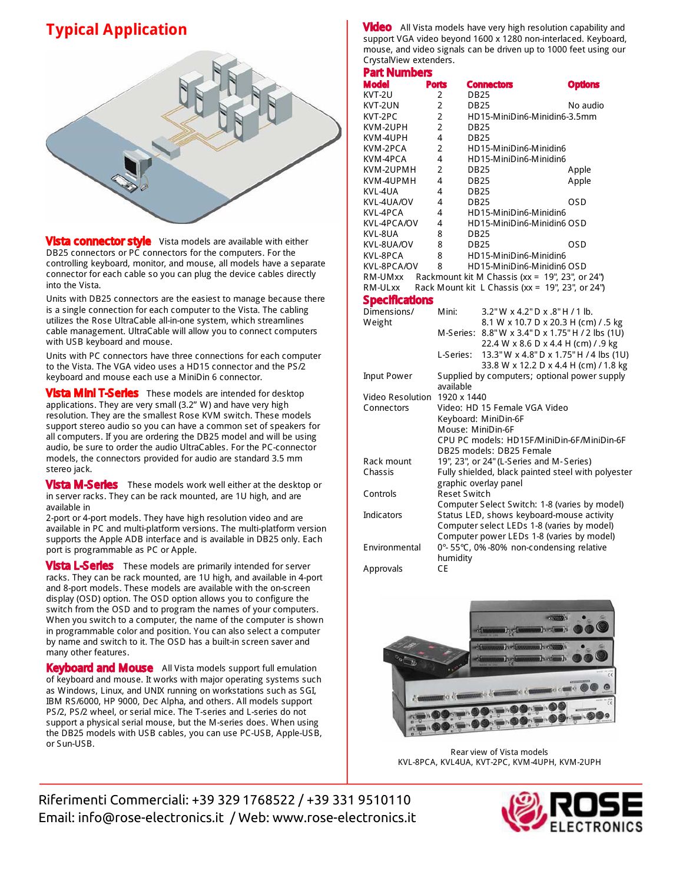# Typical Application

**Vista connector style** Vista models are available with either DB25 connectors or PC connectors for the computers. For the controlling keyboard, monitor, and mouse, all models have a separate connector for each cable so you can plug the device cables directly into the Vista.

Units with DB25 connectors are the easiest to manage because there is a single connection for each computer to the Vista. The cabling utilizes the Rose UltraCable all-in-one system, which streamlines cable management. UltraCable will allow you to connect computers with USB keyboard and mouse.

Units with PC connectors have three connections for each computer to the Vista. The VGA video uses a HD15 connector and the PS/2 keyboard and mouse each use a MiniDin 6 connector.

**Vista Mini T-Series** These models are intended for desktop applications. They are very small (3.2" W) and have very high resolution. They are the smallest Rose KVM switch. These models support stereo audio so you can have a common set of speakers for all computers. If you are ordering the DB25 model and will be using audio, be sure to order the audio UltraCables. For the PC-connector models, the connectors provided for audio are standard 3.5 mm stereo jack.

**Vista M-Series** These models work well either at the desktop or in server racks. They can be rack mounted, are 1U high, and are available in 2-port or 4-port models. They have high resolution video and are available in PC and multi-platform versions. The multi-platform version supports the Apple ADB interface and is available in DB25 only. Each port is programmable as PC or Apple.

**Vista L-Series** These models are primarily intended for server racks. They can be rack mounted, 1U high, and available in 4-port and 8-port models. These models are available with the on-screen display (OSD) option. The OSD option allows you to configure the switch from the OSD and to program the names of your computers. When you switch to a computer, the name of the computer is shown in programmable color and position. You can also select a computer by name and switch to it. The OSD has a built-in screen saver and many other features.

**Keyboard and Mouse** All Vista models support full emulation of keyboard and mouse. It works with major operating systems such as Windows, Linux, and UNIX running on workstations such as SGI, IBM RS/6000, HP 9000, Dec Alpha, and others. All models support PS/2, PS/2 wheel, or serial mice. The T-series and L-series do not support a physical serial mouse, but the M-series does. When using the DB25 models with USB cables, you can use PC-USB, Apple-USB, or Sun-USB.

**Video** All Vista models have very high resolution capability and support VGA video beyond 1600 x 1280 non-interlaced. Keyboard, mouse, and video signals can be driven up to 1000 feet using our CrystalView extenders.

## Part Numbers

| Model | Ports | Connectors | Options |
|---|---|---|---|
| KVT-2U | 2 | DB25 | |
| KVT-2UN | 2 | DB25 | No audio |
| KVT-2PC | 2 | HD15-MiniDin6-Minidin6-3.5mm | |
| KVM-2UPH | 2 | DB25 | |
| KVM-4UPH | 4 | DB25 | |
| KVM-2PCA | 2 | HD15-MiniDin6-Minidin6 | |
| KVM-4PCA | 4 | HD15-MiniDin6-Minidin6 | |
| KVM-2UPMH | 2 | DB25 | Apple |
| KVM-4UPMH | 4 | DB25 | Apple |
| KVL-4UA | 4 | DB25 | |
| KVL-4UA/OV | 4 | DB25 | OSD |
| KVL-4PCA | 4 | HD15-MiniDin6-Minidin6 | |
| KVL-4PCA/OV | 4 | HD15-MiniDin6-Minidin6 | OSD |
| KVL-8UA | 8 | DB25 | |
| KVL-8UA/OV | 8 | DB25 | OSD |
| KVL-8PCA | 8 | HD15-MiniDin6-Minidin6 | |
| KVL-8PCA/OV | 8 | HD15-MiniDin6-Minidin6 | OSD |

RM-UMxx Rackmount kit M Chassis (xx = 19", 23", or 24")
RM-ULxx Rack Mount kit L Chassis (xx = 19", 23", or 24")

## Specifications

| | | |
|---|---|---|
| Dimensions/ Weight | Mini: | 3.2" W x 4.2" D x .8" H / 1 lb. 8.1 W x 10.7 D x 20.3 H (cm) / .5 kg |
| | M-Series: | 8.8" W x 3.4" D x 1.75" H / 2 lbs (1U) 22.4 W x 8.6 D x 4.4 H (cm) / .9 kg |
| | L-Series: | 13.3" W x 4.8" D x 1.75" H / 4 lbs (1U) 33.8 W x 12.2 D x 4.4 H (cm) / 1.8 kg |
| Input Power | Supplied by computers; optional power supply available | |
| Video Resolution | 1920 x 1440 | |
| Connectors | Video: HD 15 Female VGA Video<br>Keyboard: MiniDin-6F<br>Mouse: MiniDin-6F<br>CPU PC models: HD15F/MiniDin-6F/MiniDin-6F<br>DB25 models: DB25 Female | |
| Rack mount | 19", 23", or 24" (L-Series and M-Series) | |
| Chassis | Fully shielded, black painted steel with polyester graphic overlay panel | |
| Controls | Reset Switch<br>Computer Select Switch: 1-8 (varies by model) | |
| Indicators | Status LED, shows keyboard-mouse activity<br>Computer select LEDs 1-8 (varies by model)<br>Computer power LEDs 1-8 (varies by model) | |
| Environmental | 0°- 55°C, 0% -80% non-condensing relative humidity | |
| Approvals | CE | |

Rear view of Vista models
KVL-8PCA, KVL4UA, KVT-2PC, KVM-4UPH, KVM-2UPH

Riferimenti Commerciali: +39 329 1768522 / +39 331 9510110
Email: info@rose-electronics.it / Web: www.rose-electronics.it